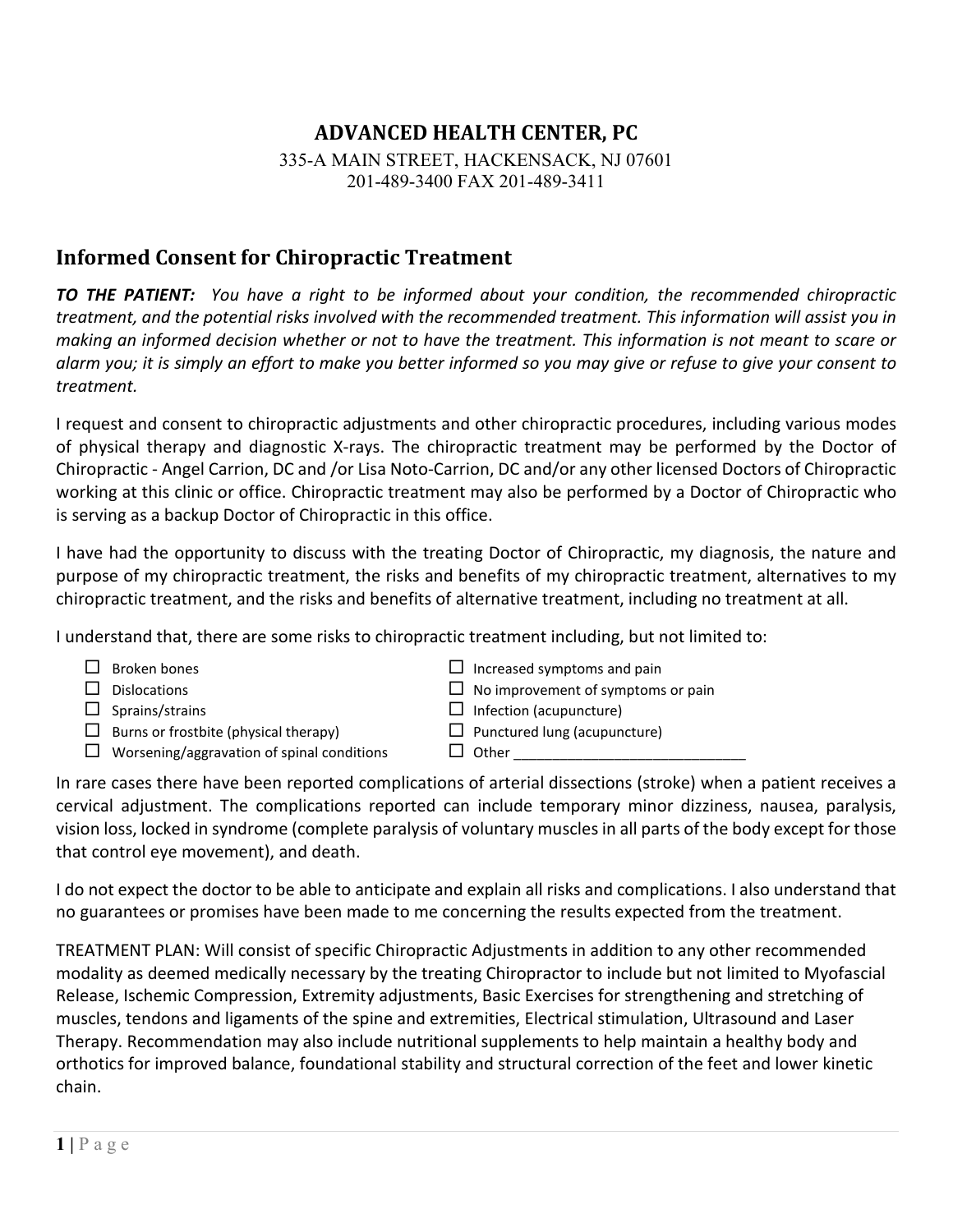# ADVANCED HEALTH CENTER, PC

335-A MAIN STREET, HACKENSACK, NJ 07601
201-489-3400 FAX 201-489-3411

## Informed Consent for Chiropractic Treatment

***TO THE PATIENT:*** *You have a right to be informed about your condition, the recommended chiropractic treatment, and the potential risks involved with the recommended treatment. This information will assist you in making an informed decision whether or not to have the treatment. This information is not meant to scare or alarm you; it is simply an effort to make you better informed so you may give or refuse to give your consent to treatment.*

I request and consent to chiropractic adjustments and other chiropractic procedures, including various modes of physical therapy and diagnostic X-rays. The chiropractic treatment may be performed by the Doctor of Chiropractic - Angel Carrion, DC and /or Lisa Noto-Carrion, DC and/or any other licensed Doctors of Chiropractic working at this clinic or office. Chiropractic treatment may also be performed by a Doctor of Chiropractic who is serving as a backup Doctor of Chiropractic in this office.

I have had the opportunity to discuss with the treating Doctor of Chiropractic, my diagnosis, the nature and purpose of my chiropractic treatment, the risks and benefits of my chiropractic treatment, alternatives to my chiropractic treatment, and the risks and benefits of alternative treatment, including no treatment at all.

I understand that, there are some risks to chiropractic treatment including, but not limited to:

- ☐ Broken bones
- ☐ Dislocations
- ☐ Sprains/strains
- ☐ Burns or frostbite (physical therapy)
- ☐ Worsening/aggravation of spinal conditions
- ☐ Increased symptoms and pain
- ☐ No improvement of symptoms or pain
- ☐ Infection (acupuncture)
- ☐ Punctured lung (acupuncture)
- ☐ Other ______________________________

In rare cases there have been reported complications of arterial dissections (stroke) when a patient receives a cervical adjustment. The complications reported can include temporary minor dizziness, nausea, paralysis, vision loss, locked in syndrome (complete paralysis of voluntary muscles in all parts of the body except for those that control eye movement), and death.

I do not expect the doctor to be able to anticipate and explain all risks and complications. I also understand that no guarantees or promises have been made to me concerning the results expected from the treatment.

TREATMENT PLAN: Will consist of specific Chiropractic Adjustments in addition to any other recommended modality as deemed medically necessary by the treating Chiropractor to include but not limited to Myofascial Release, Ischemic Compression, Extremity adjustments, Basic Exercises for strengthening and stretching of muscles, tendons and ligaments of the spine and extremities, Electrical stimulation, Ultrasound and Laser Therapy. Recommendation may also include nutritional supplements to help maintain a healthy body and orthotics for improved balance, foundational stability and structural correction of the feet and lower kinetic chain.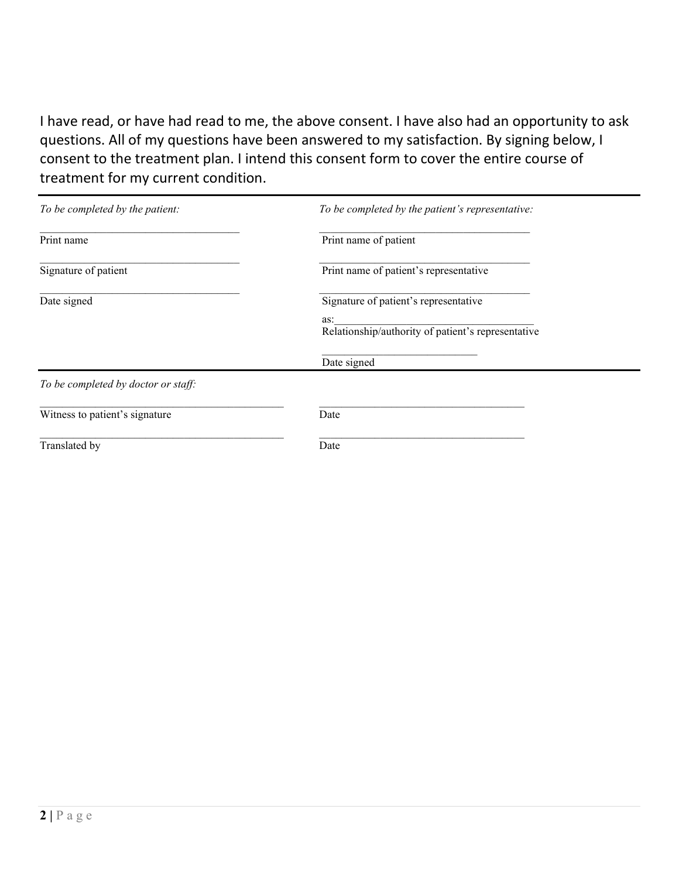I have read, or have had read to me, the above consent. I have also had an opportunity to ask questions. All of my questions have been answered to my satisfaction. By signing below, I consent to the treatment plan. I intend this consent form to cover the entire course of treatment for my current condition.

---

| *To be completed by the patient:* | *To be completed by the patient's representative:* |
|---|---|
| ____________________________________ | ____________________________________ |
| Print name | Print name of patient |
| ____________________________________ | ____________________________________ |
| Signature of patient | Print name of patient's representative |
| ____________________________________ | ____________________________________ |
| Date signed | Signature of patient's representative |
| | as:____________________________________ |
| | Relationship/authority of patient's representative |
| | ____________________________ |
| | Date signed |

---

*To be completed by doctor or staff:*

| | |
|---|---|
| ____________________________________________ | ____________________________________ |
| Witness to patient's signature | Date |
| ____________________________________________ | ____________________________________ |
| Translated by | Date |